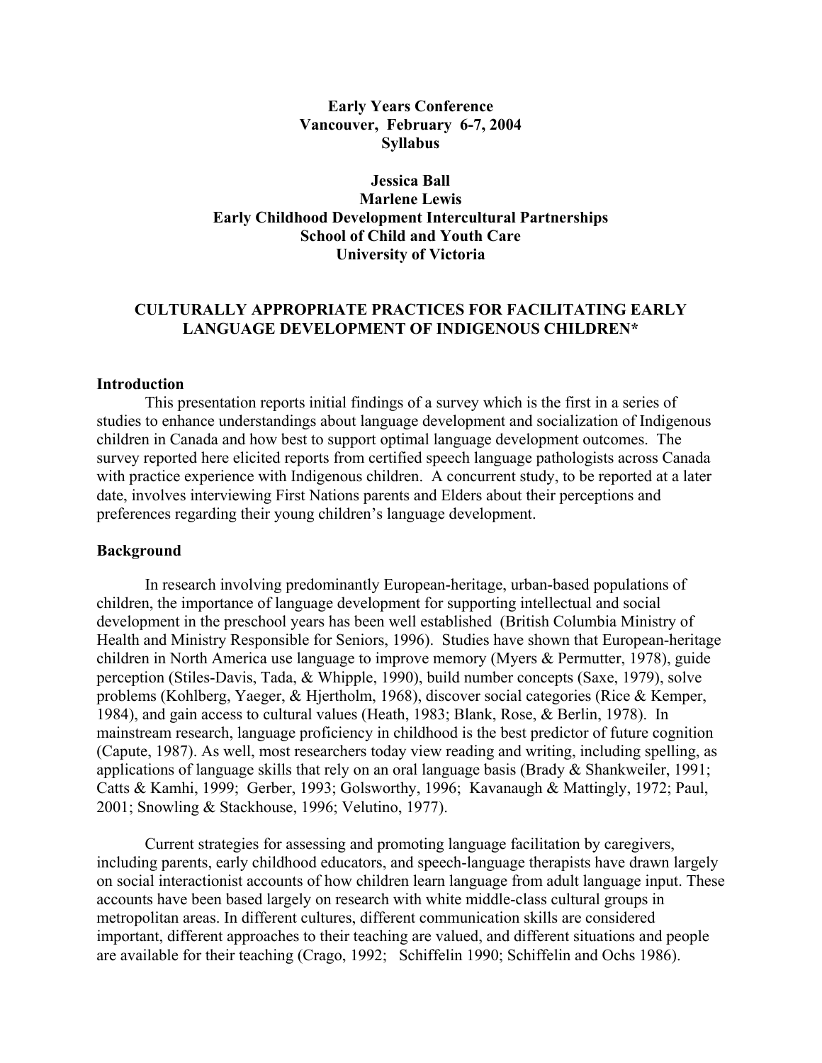**Early Years Conference**
**Vancouver, February 6-7, 2004**
**Syllabus**

**Jessica Ball**
**Marlene Lewis**
**Early Childhood Development Intercultural Partnerships**
**School of Child and Youth Care**
**University of Victoria**

# CULTURALLY APPROPRIATE PRACTICES FOR FACILITATING EARLY LANGUAGE DEVELOPMENT OF INDIGENOUS CHILDREN*

## Introduction

This presentation reports initial findings of a survey which is the first in a series of studies to enhance understandings about language development and socialization of Indigenous children in Canada and how best to support optimal language development outcomes. The survey reported here elicited reports from certified speech language pathologists across Canada with practice experience with Indigenous children. A concurrent study, to be reported at a later date, involves interviewing First Nations parents and Elders about their perceptions and preferences regarding their young children's language development.

## Background

In research involving predominantly European-heritage, urban-based populations of children, the importance of language development for supporting intellectual and social development in the preschool years has been well established (British Columbia Ministry of Health and Ministry Responsible for Seniors, 1996). Studies have shown that European-heritage children in North America use language to improve memory (Myers & Permutter, 1978), guide perception (Stiles-Davis, Tada, & Whipple, 1990), build number concepts (Saxe, 1979), solve problems (Kohlberg, Yaeger, & Hjertholm, 1968), discover social categories (Rice & Kemper, 1984), and gain access to cultural values (Heath, 1983; Blank, Rose, & Berlin, 1978). In mainstream research, language proficiency in childhood is the best predictor of future cognition (Capute, 1987). As well, most researchers today view reading and writing, including spelling, as applications of language skills that rely on an oral language basis (Brady & Shankweiler, 1991; Catts & Kamhi, 1999; Gerber, 1993; Golsworthy, 1996; Kavanaugh & Mattingly, 1972; Paul, 2001; Snowling & Stackhouse, 1996; Velutino, 1977).

Current strategies for assessing and promoting language facilitation by caregivers, including parents, early childhood educators, and speech-language therapists have drawn largely on social interactionist accounts of how children learn language from adult language input. These accounts have been based largely on research with white middle-class cultural groups in metropolitan areas. In different cultures, different communication skills are considered important, different approaches to their teaching are valued, and different situations and people are available for their teaching (Crago, 1992; Schiffelin 1990; Schiffelin and Ochs 1986).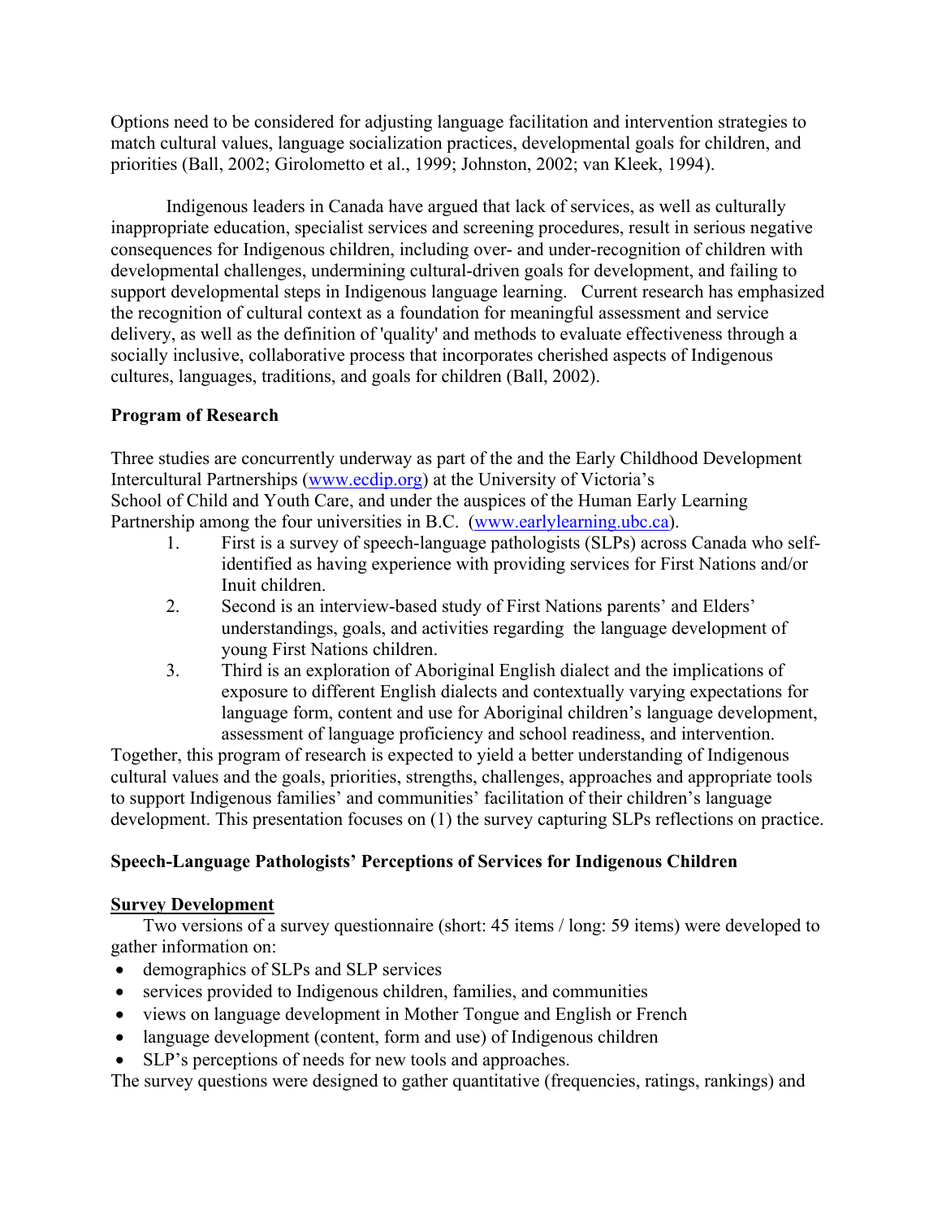Options need to be considered for adjusting language facilitation and intervention strategies to match cultural values, language socialization practices, developmental goals for children, and priorities (Ball, 2002; Girolometto et al., 1999; Johnston, 2002; van Kleek, 1994).

Indigenous leaders in Canada have argued that lack of services, as well as culturally inappropriate education, specialist services and screening procedures, result in serious negative consequences for Indigenous children, including over- and under-recognition of children with developmental challenges, undermining cultural-driven goals for development, and failing to support developmental steps in Indigenous language learning. Current research has emphasized the recognition of cultural context as a foundation for meaningful assessment and service delivery, as well as the definition of 'quality' and methods to evaluate effectiveness through a socially inclusive, collaborative process that incorporates cherished aspects of Indigenous cultures, languages, traditions, and goals for children (Ball, 2002).

**Program of Research**

Three studies are concurrently underway as part of the and the Early Childhood Development Intercultural Partnerships (www.ecdip.org) at the University of Victoria's School of Child and Youth Care, and under the auspices of the Human Early Learning Partnership among the four universities in B.C. (www.earlylearning.ubc.ca).

1. First is a survey of speech-language pathologists (SLPs) across Canada who self-identified as having experience with providing services for First Nations and/or Inuit children.
2. Second is an interview-based study of First Nations parents' and Elders' understandings, goals, and activities regarding the language development of young First Nations children.
3. Third is an exploration of Aboriginal English dialect and the implications of exposure to different English dialects and contextually varying expectations for language form, content and use for Aboriginal children's language development, assessment of language proficiency and school readiness, and intervention.

Together, this program of research is expected to yield a better understanding of Indigenous cultural values and the goals, priorities, strengths, challenges, approaches and appropriate tools to support Indigenous families' and communities' facilitation of their children's language development. This presentation focuses on (1) the survey capturing SLPs reflections on practice.

**Speech-Language Pathologists' Perceptions of Services for Indigenous Children**

**Survey Development**

Two versions of a survey questionnaire (short: 45 items / long: 59 items) were developed to gather information on:

- demographics of SLPs and SLP services
- services provided to Indigenous children, families, and communities
- views on language development in Mother Tongue and English or French
- language development (content, form and use) of Indigenous children
- SLP's perceptions of needs for new tools and approaches.

The survey questions were designed to gather quantitative (frequencies, ratings, rankings) and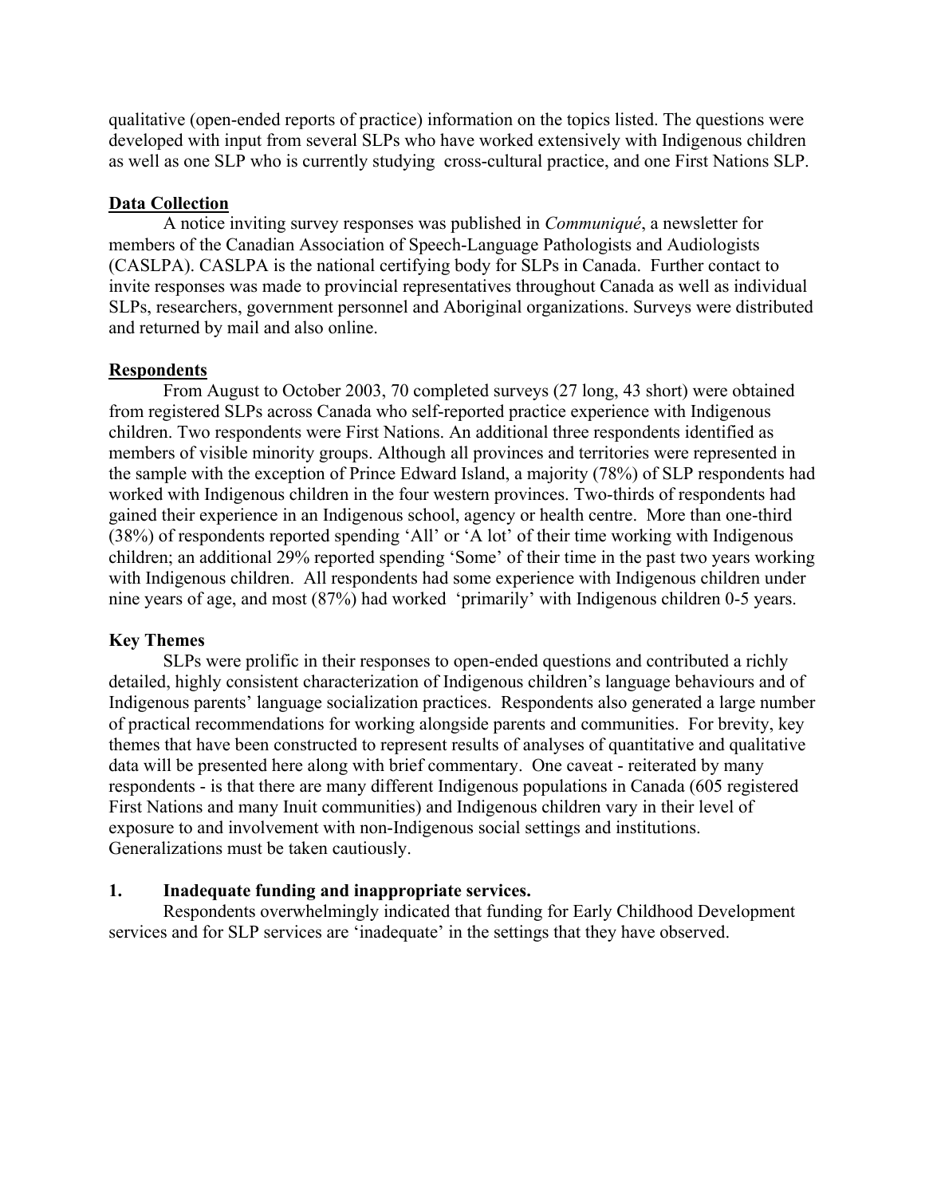qualitative (open-ended reports of practice) information on the topics listed. The questions were developed with input from several SLPs who have worked extensively with Indigenous children as well as one SLP who is currently studying cross-cultural practice, and one First Nations SLP.

## Data Collection

A notice inviting survey responses was published in *Communiqué*, a newsletter for members of the Canadian Association of Speech-Language Pathologists and Audiologists (CASLPA). CASLPA is the national certifying body for SLPs in Canada. Further contact to invite responses was made to provincial representatives throughout Canada as well as individual SLPs, researchers, government personnel and Aboriginal organizations. Surveys were distributed and returned by mail and also online.

## Respondents

From August to October 2003, 70 completed surveys (27 long, 43 short) were obtained from registered SLPs across Canada who self-reported practice experience with Indigenous children. Two respondents were First Nations. An additional three respondents identified as members of visible minority groups. Although all provinces and territories were represented in the sample with the exception of Prince Edward Island, a majority (78%) of SLP respondents had worked with Indigenous children in the four western provinces. Two-thirds of respondents had gained their experience in an Indigenous school, agency or health centre. More than one-third (38%) of respondents reported spending 'All' or 'A lot' of their time working with Indigenous children; an additional 29% reported spending 'Some' of their time in the past two years working with Indigenous children. All respondents had some experience with Indigenous children under nine years of age, and most (87%) had worked 'primarily' with Indigenous children 0-5 years.

## Key Themes

SLPs were prolific in their responses to open-ended questions and contributed a richly detailed, highly consistent characterization of Indigenous children's language behaviours and of Indigenous parents' language socialization practices. Respondents also generated a large number of practical recommendations for working alongside parents and communities. For brevity, key themes that have been constructed to represent results of analyses of quantitative and qualitative data will be presented here along with brief commentary. One caveat - reiterated by many respondents - is that there are many different Indigenous populations in Canada (605 registered First Nations and many Inuit communities) and Indigenous children vary in their level of exposure to and involvement with non-Indigenous social settings and institutions. Generalizations must be taken cautiously.

### 1. Inadequate funding and inappropriate services.

Respondents overwhelmingly indicated that funding for Early Childhood Development services and for SLP services are 'inadequate' in the settings that they have observed.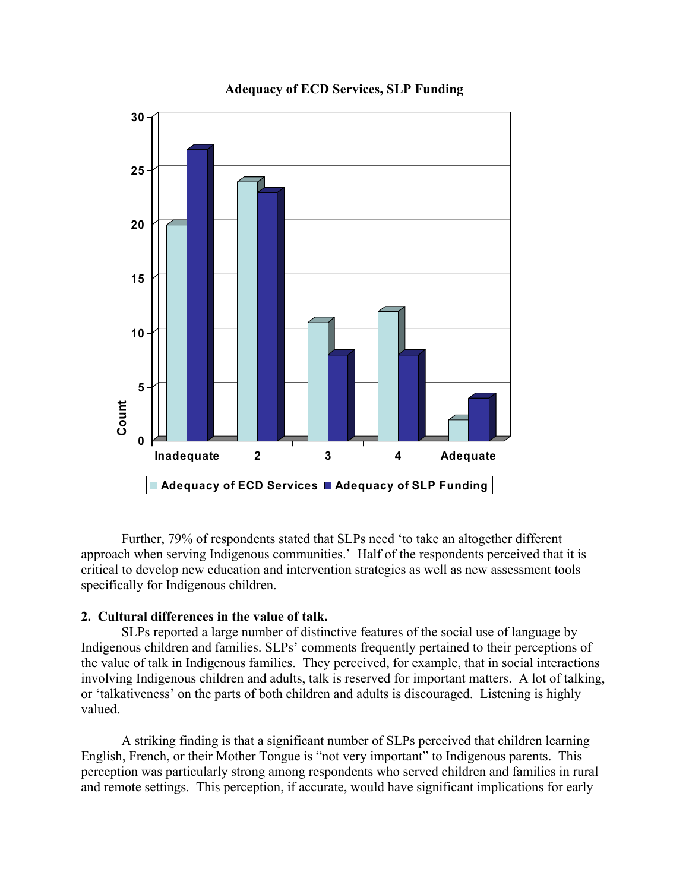**Adequacy of ECD Services, SLP Funding**

| | Inadequate | 2 | 3 | 4 | Adequate |
|---|---|---|---|---|---|
| Adequacy of ECD Services | 20 | 24 | 11 | 12 | 2 |
| Adequacy of SLP Funding | 27 | 23 | 8 | 8 | 4 |

Further, 79% of respondents stated that SLPs need 'to take an altogether different approach when serving Indigenous communities.' Half of the respondents perceived that it is critical to develop new education and intervention strategies as well as new assessment tools specifically for Indigenous children.

**2. Cultural differences in the value of talk.**

SLPs reported a large number of distinctive features of the social use of language by Indigenous children and families. SLPs' comments frequently pertained to their perceptions of the value of talk in Indigenous families. They perceived, for example, that in social interactions involving Indigenous children and adults, talk is reserved for important matters. A lot of talking, or 'talkativeness' on the parts of both children and adults is discouraged. Listening is highly valued.

A striking finding is that a significant number of SLPs perceived that children learning English, French, or their Mother Tongue is "not very important" to Indigenous parents. This perception was particularly strong among respondents who served children and families in rural and remote settings. This perception, if accurate, would have significant implications for early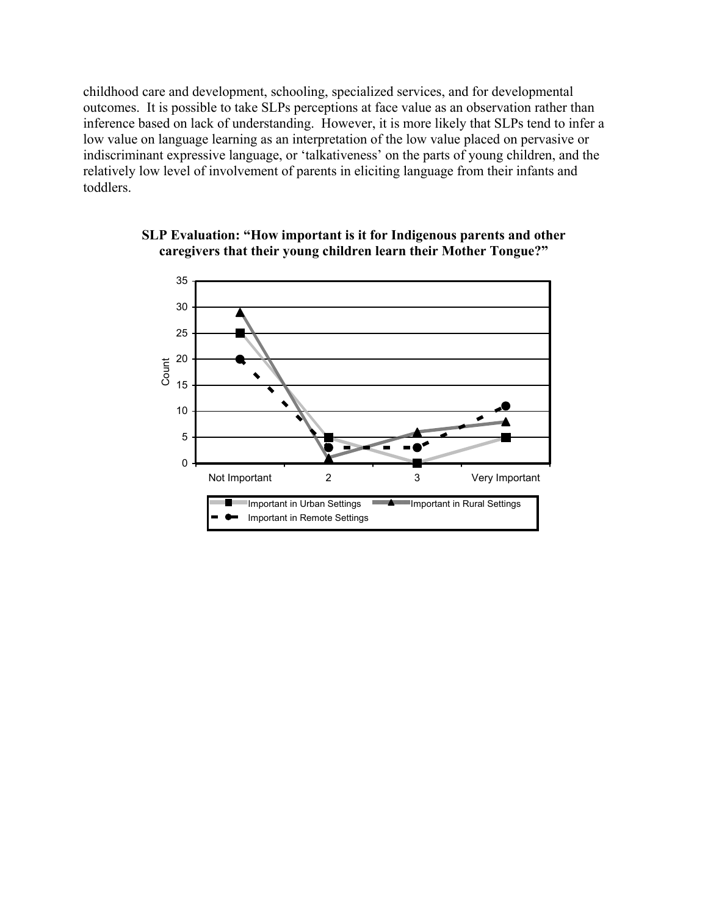childhood care and development, schooling, specialized services, and for developmental outcomes. It is possible to take SLPs perceptions at face value as an observation rather than inference based on lack of understanding. However, it is more likely that SLPs tend to infer a low value on language learning as an interpretation of the low value placed on pervasive or indiscriminant expressive language, or 'talkativeness' on the parts of young children, and the relatively low level of involvement of parents in eliciting language from their infants and toddlers.

**SLP Evaluation: "How important is it for Indigenous parents and other caregivers that their young children learn their Mother Tongue?"**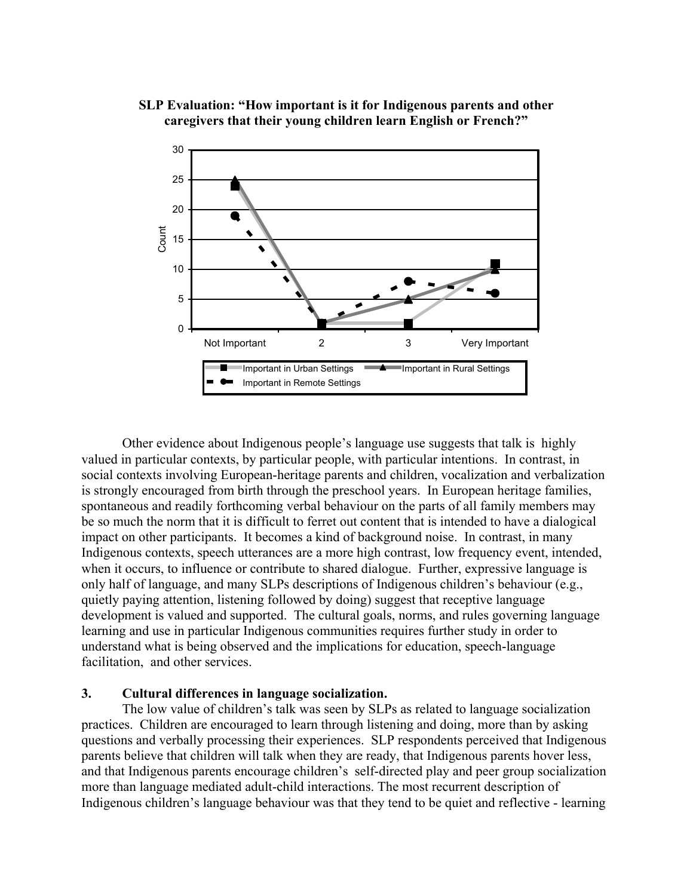**SLP Evaluation: “How important is it for Indigenous parents and other caregivers that their young children learn English or French?”**

Other evidence about Indigenous people’s language use suggests that talk is highly valued in particular contexts, by particular people, with particular intentions. In contrast, in social contexts involving European-heritage parents and children, vocalization and verbalization is strongly encouraged from birth through the preschool years. In European heritage families, spontaneous and readily forthcoming verbal behaviour on the parts of all family members may be so much the norm that it is difficult to ferret out content that is intended to have a dialogical impact on other participants. It becomes a kind of background noise. In contrast, in many Indigenous contexts, speech utterances are a more high contrast, low frequency event, intended, when it occurs, to influence or contribute to shared dialogue. Further, expressive language is only half of language, and many SLPs descriptions of Indigenous children’s behaviour (e.g., quietly paying attention, listening followed by doing) suggest that receptive language development is valued and supported. The cultural goals, norms, and rules governing language learning and use in particular Indigenous communities requires further study in order to understand what is being observed and the implications for education, speech-language facilitation, and other services.

### 3. Cultural differences in language socialization.

The low value of children’s talk was seen by SLPs as related to language socialization practices. Children are encouraged to learn through listening and doing, more than by asking questions and verbally processing their experiences. SLP respondents perceived that Indigenous parents believe that children will talk when they are ready, that Indigenous parents hover less, and that Indigenous parents encourage children’s self-directed play and peer group socialization more than language mediated adult-child interactions. The most recurrent description of Indigenous children’s language behaviour was that they tend to be quiet and reflective - learning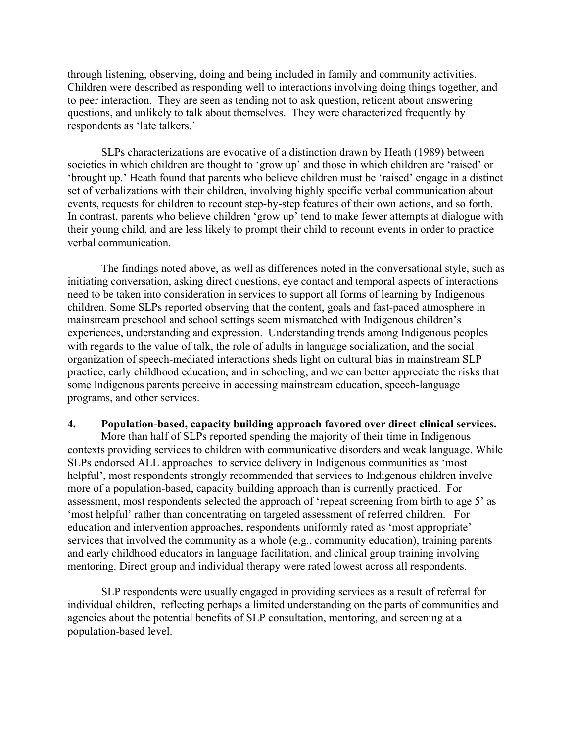through listening, observing, doing and being included in family and community activities. Children were described as responding well to interactions involving doing things together, and to peer interaction. They are seen as tending not to ask question, reticent about answering questions, and unlikely to talk about themselves. They were characterized frequently by respondents as 'late talkers.'

SLPs characterizations are evocative of a distinction drawn by Heath (1989) between societies in which children are thought to 'grow up' and those in which children are 'raised' or 'brought up.' Heath found that parents who believe children must be 'raised' engage in a distinct set of verbalizations with their children, involving highly specific verbal communication about events, requests for children to recount step-by-step features of their own actions, and so forth. In contrast, parents who believe children 'grow up' tend to make fewer attempts at dialogue with their young child, and are less likely to prompt their child to recount events in order to practice verbal communication.

The findings noted above, as well as differences noted in the conversational style, such as initiating conversation, asking direct questions, eye contact and temporal aspects of interactions need to be taken into consideration in services to support all forms of learning by Indigenous children. Some SLPs reported observing that the content, goals and fast-paced atmosphere in mainstream preschool and school settings seem mismatched with Indigenous children's experiences, understanding and expression. Understanding trends among Indigenous peoples with regards to the value of talk, the role of adults in language socialization, and the social organization of speech-mediated interactions sheds light on cultural bias in mainstream SLP practice, early childhood education, and in schooling, and we can better appreciate the risks that some Indigenous parents perceive in accessing mainstream education, speech-language programs, and other services.

**4. Population-based, capacity building approach favored over direct clinical services.**

More than half of SLPs reported spending the majority of their time in Indigenous contexts providing services to children with communicative disorders and weak language. While SLPs endorsed ALL approaches to service delivery in Indigenous communities as 'most helpful', most respondents strongly recommended that services to Indigenous children involve more of a population-based, capacity building approach than is currently practiced. For assessment, most respondents selected the approach of 'repeat screening from birth to age 5' as 'most helpful' rather than concentrating on targeted assessment of referred children. For education and intervention approaches, respondents uniformly rated as 'most appropriate' services that involved the community as a whole (e.g., community education), training parents and early childhood educators in language facilitation, and clinical group training involving mentoring. Direct group and individual therapy were rated lowest across all respondents.

SLP respondents were usually engaged in providing services as a result of referral for individual children, reflecting perhaps a limited understanding on the parts of communities and agencies about the potential benefits of SLP consultation, mentoring, and screening at a population-based level.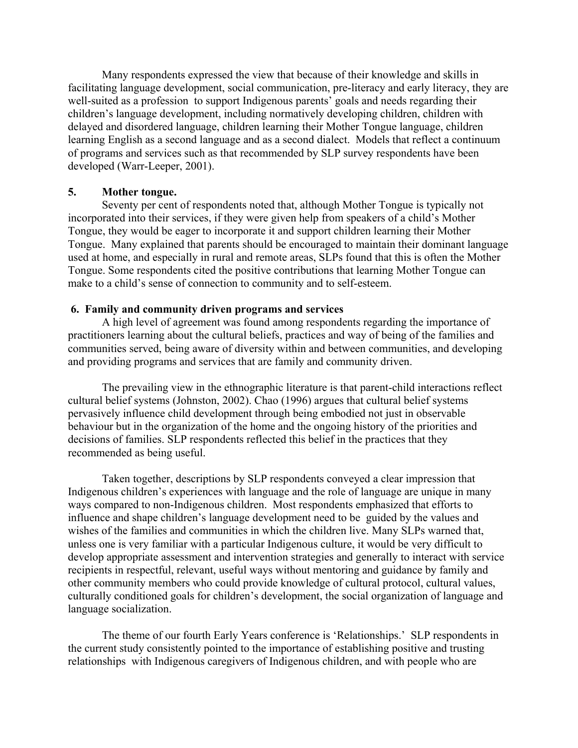Many respondents expressed the view that because of their knowledge and skills in facilitating language development, social communication, pre-literacy and early literacy, they are well-suited as a profession to support Indigenous parents' goals and needs regarding their children's language development, including normatively developing children, children with delayed and disordered language, children learning their Mother Tongue language, children learning English as a second language and as a second dialect. Models that reflect a continuum of programs and services such as that recommended by SLP survey respondents have been developed (Warr-Leeper, 2001).

**5. Mother tongue.**

Seventy per cent of respondents noted that, although Mother Tongue is typically not incorporated into their services, if they were given help from speakers of a child's Mother Tongue, they would be eager to incorporate it and support children learning their Mother Tongue. Many explained that parents should be encouraged to maintain their dominant language used at home, and especially in rural and remote areas, SLPs found that this is often the Mother Tongue. Some respondents cited the positive contributions that learning Mother Tongue can make to a child's sense of connection to community and to self-esteem.

**6. Family and community driven programs and services**

A high level of agreement was found among respondents regarding the importance of practitioners learning about the cultural beliefs, practices and way of being of the families and communities served, being aware of diversity within and between communities, and developing and providing programs and services that are family and community driven.

The prevailing view in the ethnographic literature is that parent-child interactions reflect cultural belief systems (Johnston, 2002). Chao (1996) argues that cultural belief systems pervasively influence child development through being embodied not just in observable behaviour but in the organization of the home and the ongoing history of the priorities and decisions of families. SLP respondents reflected this belief in the practices that they recommended as being useful.

Taken together, descriptions by SLP respondents conveyed a clear impression that Indigenous children's experiences with language and the role of language are unique in many ways compared to non-Indigenous children. Most respondents emphasized that efforts to influence and shape children's language development need to be guided by the values and wishes of the families and communities in which the children live. Many SLPs warned that, unless one is very familiar with a particular Indigenous culture, it would be very difficult to develop appropriate assessment and intervention strategies and generally to interact with service recipients in respectful, relevant, useful ways without mentoring and guidance by family and other community members who could provide knowledge of cultural protocol, cultural values, culturally conditioned goals for children's development, the social organization of language and language socialization.

The theme of our fourth Early Years conference is 'Relationships.' SLP respondents in the current study consistently pointed to the importance of establishing positive and trusting relationships with Indigenous caregivers of Indigenous children, and with people who are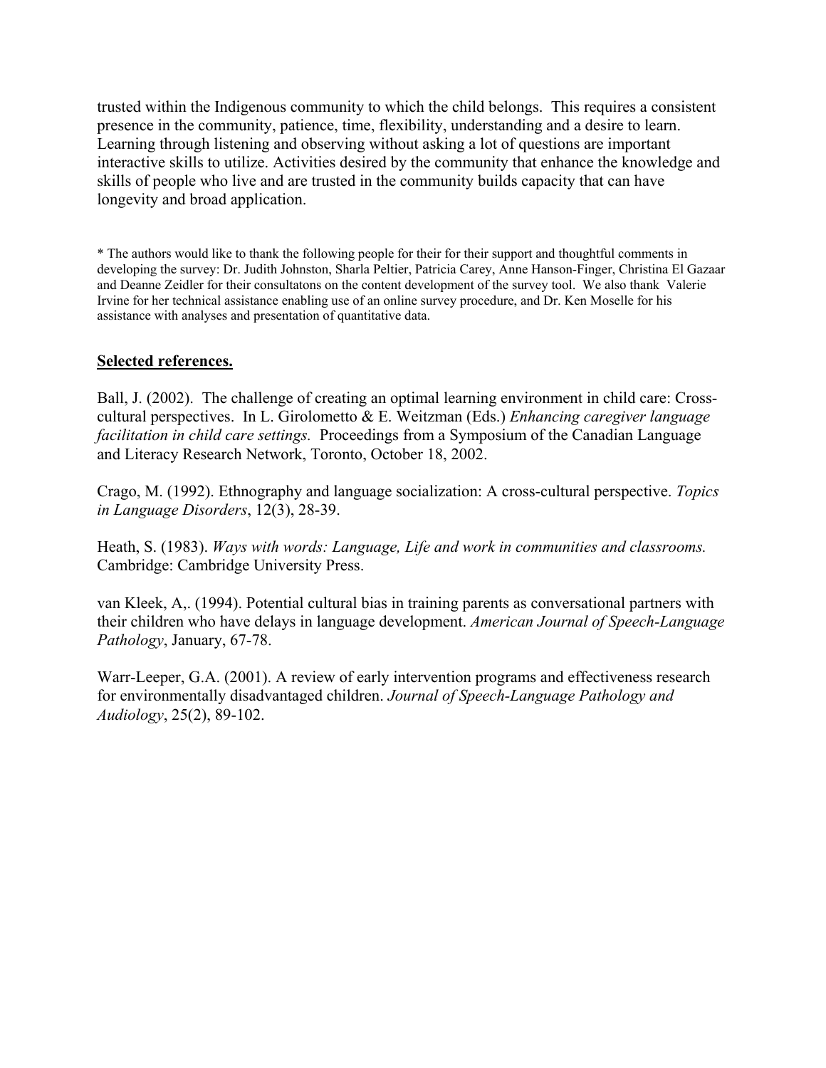trusted within the Indigenous community to which the child belongs. This requires a consistent presence in the community, patience, time, flexibility, understanding and a desire to learn. Learning through listening and observing without asking a lot of questions are important interactive skills to utilize. Activities desired by the community that enhance the knowledge and skills of people who live and are trusted in the community builds capacity that can have longevity and broad application.

* The authors would like to thank the following people for their for their support and thoughtful comments in developing the survey: Dr. Judith Johnston, Sharla Peltier, Patricia Carey, Anne Hanson-Finger, Christina El Gazaar and Deanne Zeidler for their consultatons on the content development of the survey tool. We also thank Valerie Irvine for her technical assistance enabling use of an online survey procedure, and Dr. Ken Moselle for his assistance with analyses and presentation of quantitative data.

**Selected references.**

Ball, J. (2002). The challenge of creating an optimal learning environment in child care: Cross-cultural perspectives. In L. Girolometto & E. Weitzman (Eds.) *Enhancing caregiver language facilitation in child care settings.* Proceedings from a Symposium of the Canadian Language and Literacy Research Network, Toronto, October 18, 2002.

Crago, M. (1992). Ethnography and language socialization: A cross-cultural perspective. *Topics in Language Disorders*, 12(3), 28-39.

Heath, S. (1983). *Ways with words: Language, Life and work in communities and classrooms.* Cambridge: Cambridge University Press.

van Kleek, A,. (1994). Potential cultural bias in training parents as conversational partners with their children who have delays in language development. *American Journal of Speech-Language Pathology*, January, 67-78.

Warr-Leeper, G.A. (2001). A review of early intervention programs and effectiveness research for environmentally disadvantaged children. *Journal of Speech-Language Pathology and Audiology*, 25(2), 89-102.